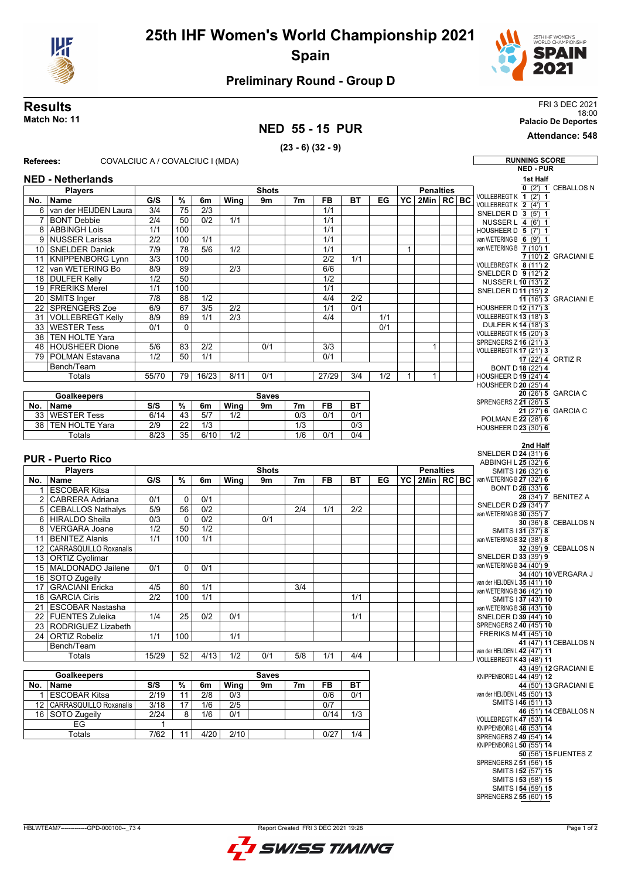# 25th IHF Women's World Championship 2021

## Spain

### Preliminary Round - Group D

**Results**

**Match No: 11**

FRI 3 DEC 2021
18:00
**Palacio De Deportes**
**Attendance: 548**

## NED 55 - 15 PUR

**(23 - 6) (32 - 9)**

**Referees:** COVALCIUC A / COVALCIUC I (MDA)

### NED - Netherlands

| No. | Name | G/S | % | 6m | Wing | 9m | 7m | FB | BT | EG | YC | 2Min | RC | BC |
|---|---|---|---|---|---|---|---|---|---|---|---|---|---|---|
| 6 | van der HEIJDEN Laura | 3/4 | 75 | 2/3 | | | | 1/1 | | | | | | |
| 7 | BONT Debbie | 2/4 | 50 | 0/2 | 1/1 | | | 1/1 | | | | | | |
| 8 | ABBINGH Lois | 1/1 | 100 | | | | | 1/1 | | | | | | |
| 9 | NUSSER Larissa | 2/2 | 100 | 1/1 | | | | 1/1 | | | | | | |
| 10 | SNELDER Danick | 7/9 | 78 | 5/6 | 1/2 | | | 1/1 | | | 1 | | | |
| 11 | KNIPPENBORG Lynn | 3/3 | 100 | | | | | 2/2 | 1/1 | | | | | |
| 12 | van WETERING Bo | 8/9 | 89 | | 2/3 | | | 6/6 | | | | | | |
| 18 | DULFER Kelly | 1/2 | 50 | | | | | 1/2 | | | | | | |
| 19 | FRERIKS Merel | 1/1 | 100 | | | | | 1/1 | | | | | | |
| 20 | SMITS Inger | 7/8 | 88 | 1/2 | | | | 4/4 | 2/2 | | | | | |
| 22 | SPRENGERS Zoe | 6/9 | 67 | 3/5 | 2/2 | | | 1/1 | 0/1 | | | | | |
| 31 | VOLLEBREGT Kelly | 8/9 | 89 | 1/1 | 2/3 | | | 4/4 | | 1/1 | | | | |
| 33 | WESTER Tess | 0/1 | 0 | | | | | | | 0/1 | | | | |
| 38 | TEN HOLTE Yara | | | | | | | | | | | | | |
| 48 | HOUSHEER Dione | 5/6 | 83 | 2/2 | | 0/1 | | 3/3 | | | | 1 | | |
| 79 | POLMAN Estavana | 1/2 | 50 | 1/1 | | | | 0/1 | | | | | | |
| | Bench/Team | | | | | | | | | | | | | |
| | Totals | 55/70 | 79 | 16/23 | 8/11 | 0/1 | | 27/29 | 3/4 | 1/2 | 1 | 1 | | |

| No. | Goalkeepers | S/S | % | 6m | Wing | 9m | 7m | FB | BT |
|---|---|---|---|---|---|---|---|---|---|
| 33 | WESTER Tess | 6/14 | 43 | 5/7 | 1/2 | | 0/3 | 0/1 | 0/1 |
| 38 | TEN HOLTE Yara | 2/9 | 22 | 1/3 | | | 1/3 | | 0/3 |
| | Totals | 8/23 | 35 | 6/10 | 1/2 | | 1/6 | 0/1 | 0/4 |

### PUR - Puerto Rico

| No. | Name | G/S | % | 6m | Wing | 9m | 7m | FB | BT | EG | YC | 2Min | RC | BC |
|---|---|---|---|---|---|---|---|---|---|---|---|---|---|---|
| 1 | ESCOBAR Kitsa | | | | | | | | | | | | | |
| 2 | CABRERA Adriana | 0/1 | 0 | 0/1 | | | | | | | | | | |
| 5 | CEBALLOS Nathalys | 5/9 | 56 | 0/2 | | | 2/4 | 1/1 | 2/2 | | | | | |
| 6 | HIRALDO Sheila | 0/3 | 0 | 0/2 | | 0/1 | | | | | | | | |
| 8 | VERGARA Joane | 1/2 | 50 | 1/2 | | | | | | | | | | |
| 11 | BENITEZ Alanis | 1/1 | 100 | 1/1 | | | | | | | | | | |
| 12 | CARRASQUILLO Roxanalis | | | | | | | | | | | | | |
| 13 | ORTIZ Cyolimar | | | | | | | | | | | | | |
| 15 | MALDONADO Jailene | 0/1 | 0 | 0/1 | | | | | | | | | | |
| 16 | SOTO Zugeily | | | | | | | | | | | | | |
| 17 | GRACIANI Ericka | 4/5 | 80 | 1/1 | | | 3/4 | | | | | | | |
| 18 | GARCIA Ciris | 2/2 | 100 | 1/1 | | | | | 1/1 | | | | | |
| 21 | ESCOBAR Nastasha | | | | | | | | | | | | | |
| 22 | FUENTES Zuleika | 1/4 | 25 | 0/2 | 0/1 | | | | 1/1 | | | | | |
| 23 | RODRIGUEZ Lizabeth | | | | | | | | | | | | | |
| 24 | ORTIZ Robeliz | 1/1 | 100 | | 1/1 | | | | | | | | | |
| | Bench/Team | | | | | | | | | | | | | |
| | Totals | 15/29 | 52 | 4/13 | 1/2 | 0/1 | 5/8 | 1/1 | 4/4 | | | | | |

| No. | Goalkeepers | S/S | % | 6m | Wing | 9m | 7m | FB | BT |
|---|---|---|---|---|---|---|---|---|---|
| 1 | ESCOBAR Kitsa | 2/19 | 11 | 2/8 | 0/3 | | | 0/6 | 0/1 |
| 12 | CARRASQUILLO Roxanalis | 3/18 | 17 | 1/6 | 2/5 | | | 0/7 | |
| 16 | SOTO Zugeily | 2/24 | 8 | 1/6 | 0/1 | | | 0/14 | 1/3 |
| | EG | 1 | | | | | | | |
| | Totals | 7/62 | 11 | 4/20 | 2/10 | | | 0/27 | 1/4 |

### RUNNING SCORE NED - PUR

**1st Half**

| NED | Score | PUR |
|---|---|---|
| | 0 (2') 1 | CEBALLOS N |
| VOLLEBREGT K | 1 (2') 1 | |
| VOLLEBREGT K | 2 (4') 1 | |
| SNELDER D | 3 (5') 1 | |
| NUSSER L | 4 (6') 1 | |
| HOUSHEER D | 5 (7') 1 | |
| van WETERING B | 6 (9') 1 | |
| van WETERING B | 7 (10') 1 | |
| | 7 (10') 2 | GRACIANI E |
| VOLLEBREGT K | 8 (11') 2 | |
| SNELDER D | 9 (12') 2 | |
| NUSSER L | 10 (13') 2 | |
| SNELDER D | 11 (15') 2 | |
| | 11 (16') 3 | GRACIANI E |
| HOUSHEER D | 12 (17') 3 | |
| VOLLEBREGT K | 13 (18') 3 | |
| DULFER K | 14 (18') 3 | |
| VOLLEBREGT K | 15 (20') 3 | |
| SPRENGERS Z | 16 (21') 3 | |
| VOLLEBREGT K | 17 (21') 3 | |
| | 17 (22') 4 | ORTIZ R |
| BONT D | 18 (22') 4 | |
| HOUSHEER D | 19 (24') 4 | |
| HOUSHEER D | 20 (25') 4 | |
| | 20 (26') 5 | GARCIA C |
| SPRENGERS Z | 21 (26') 5 | |
| | 21 (27') 6 | GARCIA C |
| POLMAN E | 22 (28') 6 | |
| HOUSHEER D | 23 (30') 6 | |

**2nd Half**

| NED | Score | PUR |
|---|---|---|
| SNELDER D | 24 (31') 6 | |
| ABBINGH L | 25 (32') 6 | |
| SMITS I | 26 (32') 6 | |
| van WETERING B | 27 (32') 6 | |
| BONT D | 28 (33') 6 | |
| | 28 (34') 7 | BENITEZ A |
| SNELDER D | 29 (34') 7 | |
| van WETERING B | 30 (35') 7 | |
| | 30 (36') 8 | CEBALLOS N |
| SMITS I | 31 (37') 8 | |
| van WETERING B | 32 (38') 8 | |
| | 32 (39') 9 | CEBALLOS N |
| SNELDER D | 33 (39') 9 | |
| van WETERING B | 34 (40') 9 | |
| | 34 (40') 10 | VERGARA J |
| van der HEIJDEN L | 35 (41') 10 | |
| van WETERING B | 36 (42') 10 | |
| SMITS I | 37 (43') 10 | |
| van WETERING B | 38 (43') 10 | |
| SNELDER D | 39 (44') 10 | |
| SPRENGERS Z | 40 (45') 10 | |
| FRERIKS M | 41 (45') 10 | |
| | 41 (47') 11 | CEBALLOS N |
| van der HEIJDEN L | 42 (47') 11 | |
| VOLLEBREGT K | 43 (48') 11 | |
| | 43 (49') 12 | GRACIANI E |
| KNIPPENBORG L | 44 (49') 12 | |
| | 44 (50') 13 | GRACIANI E |
| van der HEIJDEN L | 45 (50') 13 | |
| SMITS I | 46 (51') 13 | |
| | 46 (51') 14 | CEBALLOS N |
| VOLLEBREGT K | 47 (53') 14 | |
| KNIPPENBORG L | 48 (53') 14 | |
| SPRENGERS Z | 49 (54') 14 | |
| KNIPPENBORG L | 50 (55') 14 | |
| | 50 (56') 15 | FUENTES Z |
| SPRENGERS Z | 51 (56') 15 | |
| SMITS I | 52 (57') 15 | |
| SMITS I | 53 (58') 15 | |
| SMITS I | 54 (59') 15 | |
| SPRENGERS Z | 55 (60') 15 | |

HBLWTEAM7-------------GPD-000100--_73 4 Report Created FRI 3 DEC 2021 19:28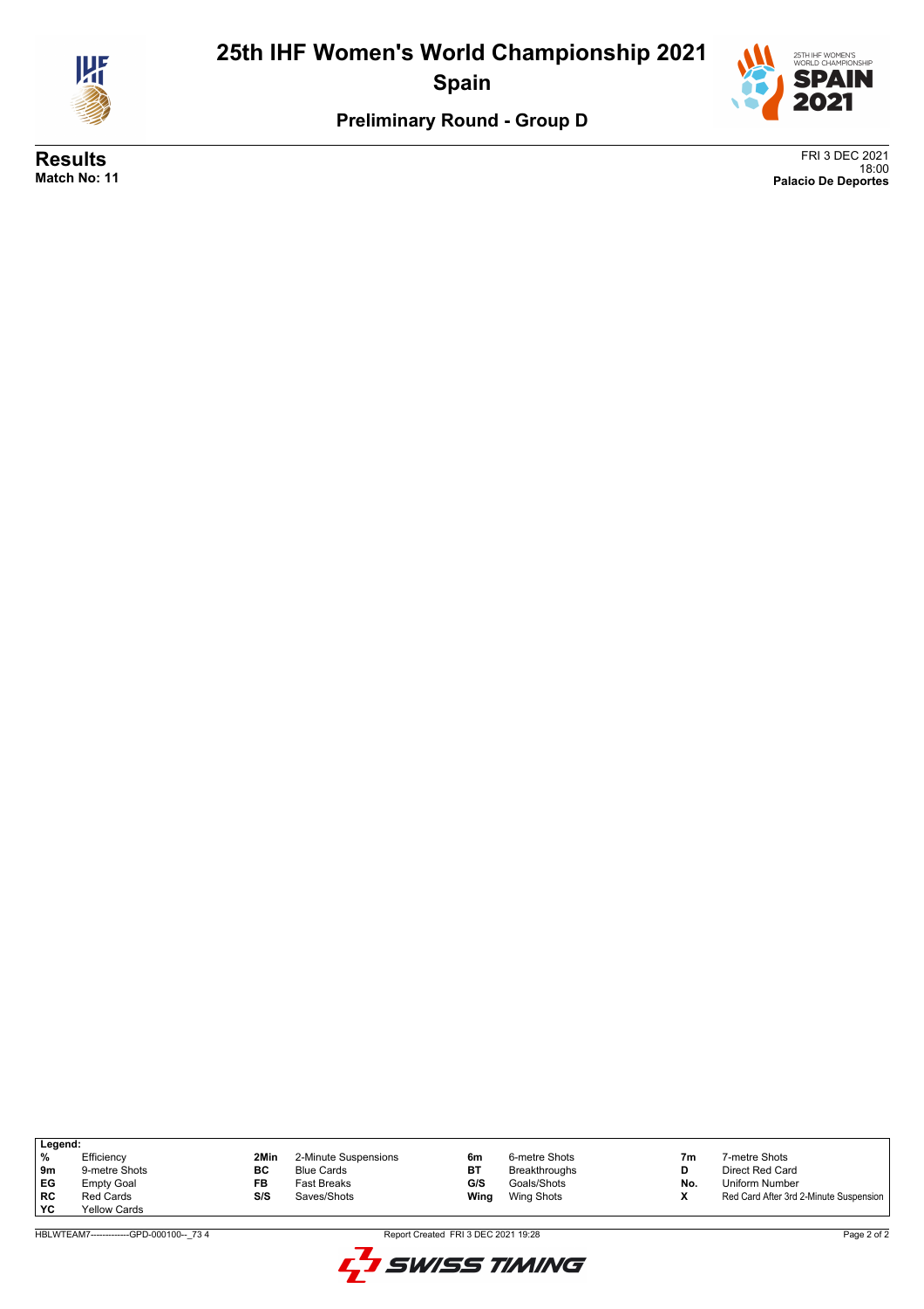# 25th IHF Women's World Championship 2021

## Spain

### Preliminary Round - Group D

**Results**
**Match No: 11**

FRI 3 DEC 2021
18:00
**Palacio De Deportes**

| **Legend:** | | | | | | | |
|---|---|---|---|---|---|---|---|
| **%** | Efficiency | **2Min** | 2-Minute Suspensions | **6m** | 6-metre Shots | **7m** | 7-metre Shots |
| **9m** | 9-metre Shots | **BC** | Blue Cards | **BT** | Breakthroughs | **D** | Direct Red Card |
| **EG** | Empty Goal | **FB** | Fast Breaks | **G/S** | Goals/Shots | **No.** | Uniform Number |
| **RC** | Red Cards | **S/S** | Saves/Shots | **Wing** | Wing Shots | **X** | Red Card After 3rd 2-Minute Suspension |
| **YC** | Yellow Cards | | | | | | |

HBLWTEAM7--------------GPD-000100--_73 4 Report Created FRI 3 DEC 2021 19:28